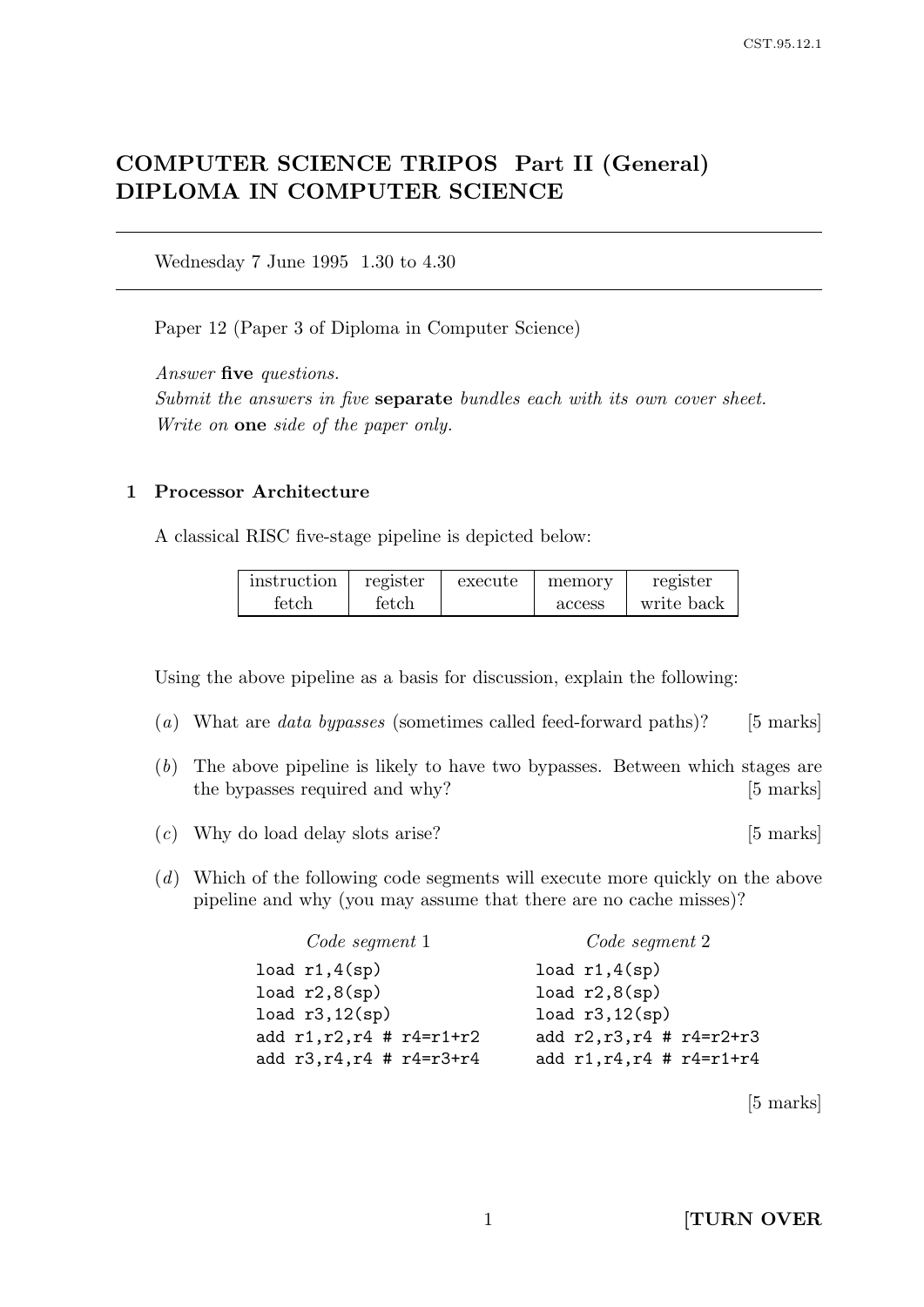# COMPUTER SCIENCE TRIPOS Part II (General)
# DIPLOMA IN COMPUTER SCIENCE

Wednesday 7 June 1995 1.30 to 4.30

Paper 12 (Paper 3 of Diploma in Computer Science)

*Answer* **five** *questions.*
*Submit the answers in five* **separate** *bundles each with its own cover sheet.*
*Write on* **one** *side of the paper only.*

## 1 Processor Architecture

A classical RISC five-stage pipeline is depicted below:

| instruction fetch | register fetch | execute | memory access | register write back |
|---|---|---|---|---|

Using the above pipeline as a basis for discussion, explain the following:

(*a*) What are *data bypasses* (sometimes called feed-forward paths)? [5 marks]

(*b*) The above pipeline is likely to have two bypasses. Between which stages are the bypasses required and why? [5 marks]

(*c*) Why do load delay slots arise? [5 marks]

(*d*) Which of the following code segments will execute more quickly on the above pipeline and why (you may assume that there are no cache misses)?

*Code segment* 1

```
load r1,4(sp)
load r2,8(sp)
load r3,12(sp)
add r1,r2,r4 # r4=r1+r2
add r3,r4,r4 # r4=r3+r4
```

*Code segment* 2

```
load r1,4(sp)
load r2,8(sp)
load r3,12(sp)
add r2,r3,r4 # r4=r2+r3
add r1,r4,r4 # r4=r1+r4
```

[5 marks]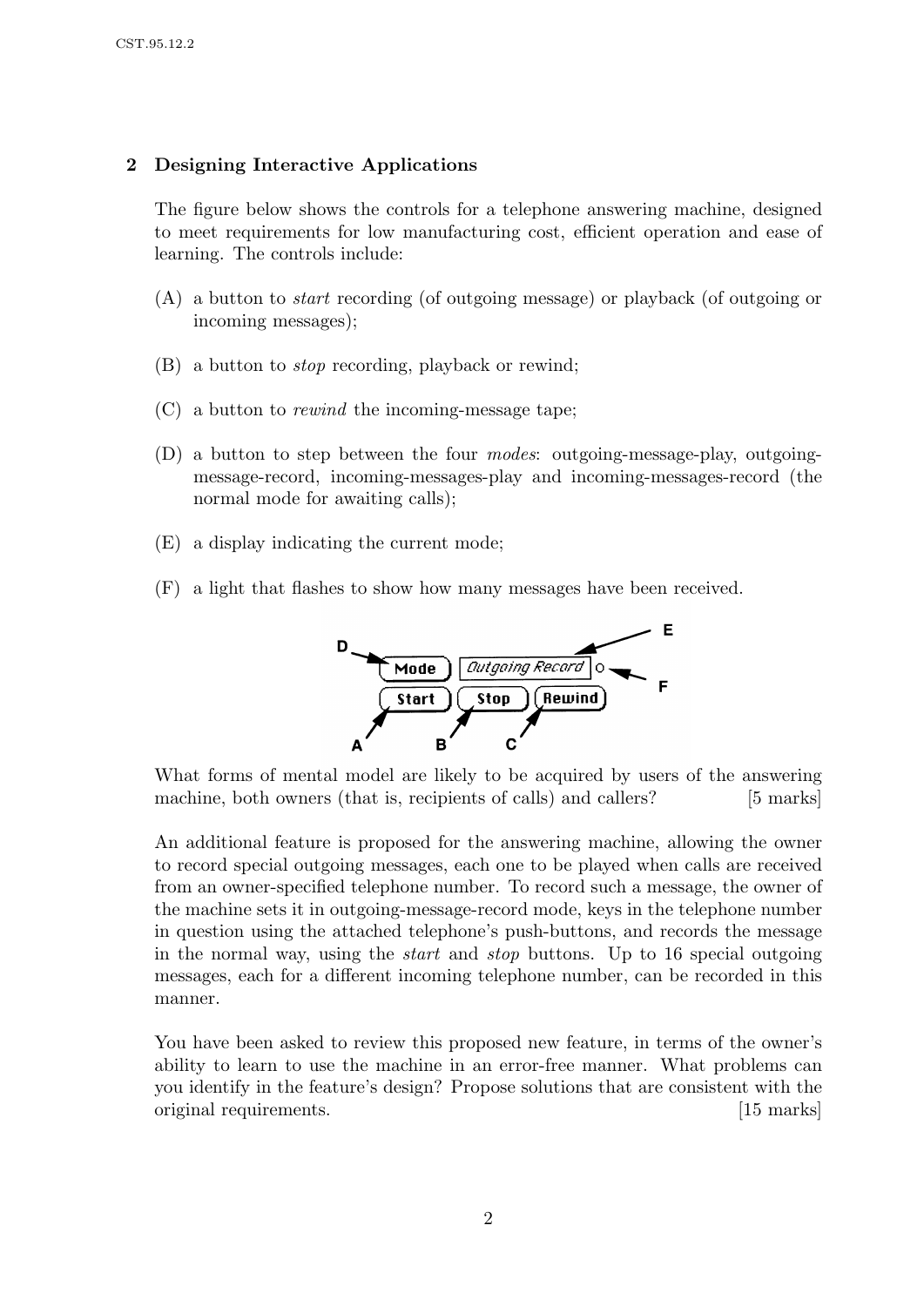## 2 Designing Interactive Applications

The figure below shows the controls for a telephone answering machine, designed to meet requirements for low manufacturing cost, efficient operation and ease of learning. The controls include:

(A) a button to *start* recording (of outgoing message) or playback (of outgoing or incoming messages);

(B) a button to *stop* recording, playback or rewind;

(C) a button to *rewind* the incoming-message tape;

(D) a button to step between the four *modes*: outgoing-message-play, outgoing-message-record, incoming-messages-play and incoming-messages-record (the normal mode for awaiting calls);

(E) a display indicating the current mode;

(F) a light that flashes to show how many messages have been received.

D
Mode
Outgoing Record
E
F
Start
Stop
Rewind
A
B
C

What forms of mental model are likely to be acquired by users of the answering machine, both owners (that is, recipients of calls) and callers? [5 marks]

An additional feature is proposed for the answering machine, allowing the owner to record special outgoing messages, each one to be played when calls are received from an owner-specified telephone number. To record such a message, the owner of the machine sets it in outgoing-message-record mode, keys in the telephone number in question using the attached telephone's push-buttons, and records the message in the normal way, using the *start* and *stop* buttons. Up to 16 special outgoing messages, each for a different incoming telephone number, can be recorded in this manner.

You have been asked to review this proposed new feature, in terms of the owner's ability to learn to use the machine in an error-free manner. What problems can you identify in the feature's design? Propose solutions that are consistent with the original requirements. [15 marks]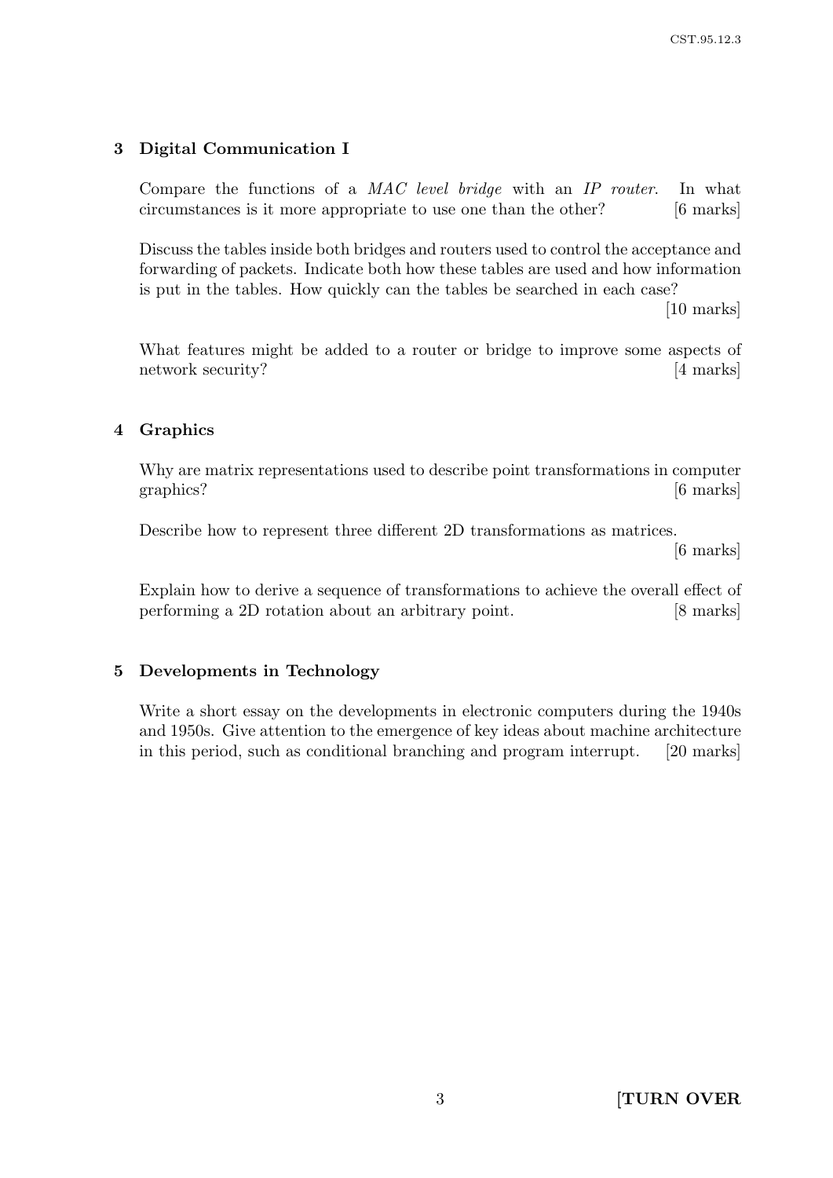## 3 Digital Communication I

Compare the functions of a *MAC level bridge* with an *IP router*. In what circumstances is it more appropriate to use one than the other? [6 marks]

Discuss the tables inside both bridges and routers used to control the acceptance and forwarding of packets. Indicate both how these tables are used and how information is put in the tables. How quickly can the tables be searched in each case? [10 marks]

What features might be added to a router or bridge to improve some aspects of network security? [4 marks]

## 4 Graphics

Why are matrix representations used to describe point transformations in computer graphics? [6 marks]

Describe how to represent three different 2D transformations as matrices. [6 marks]

Explain how to derive a sequence of transformations to achieve the overall effect of performing a 2D rotation about an arbitrary point. [8 marks]

## 5 Developments in Technology

Write a short essay on the developments in electronic computers during the 1940s and 1950s. Give attention to the emergence of key ideas about machine architecture in this period, such as conditional branching and program interrupt. [20 marks]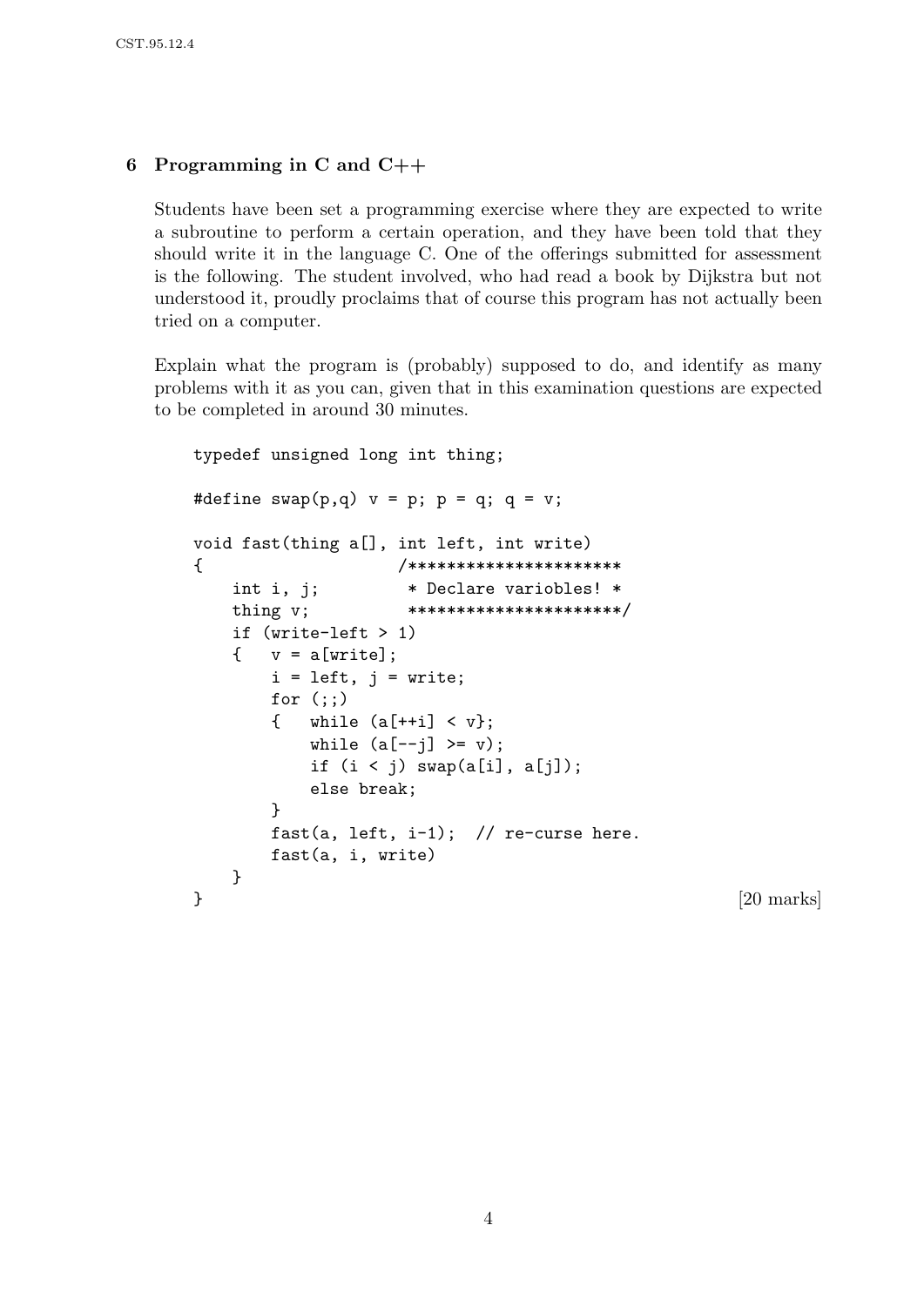## 6 Programming in C and C++

Students have been set a programming exercise where they are expected to write a subroutine to perform a certain operation, and they have been told that they should write it in the language C. One of the offerings submitted for assessment is the following. The student involved, who had read a book by Dijkstra but not understood it, proudly proclaims that of course this program has not actually been tried on a computer.

Explain what the program is (probably) supposed to do, and identify as many problems with it as you can, given that in this examination questions are expected to be completed in around 30 minutes.

```
typedef unsigned long int thing;

#define swap(p,q) v = p; p = q; q = v;

void fast(thing a[], int left, int write)
{                   /**********************
    int i, j;        * Declare variobles! *
    thing v;         **********************/
    if (write-left > 1)
    {   v = a[write];
        i = left, j = write;
        for (;;)
        {   while (a[++i] < v};
            while (a[--j] >= v);
            if (i < j) swap(a[i], a[j]);
            else break;
        }
        fast(a, left, i-1);  // re-curse here.
        fast(a, i, write)
    }
}
```

[20 marks]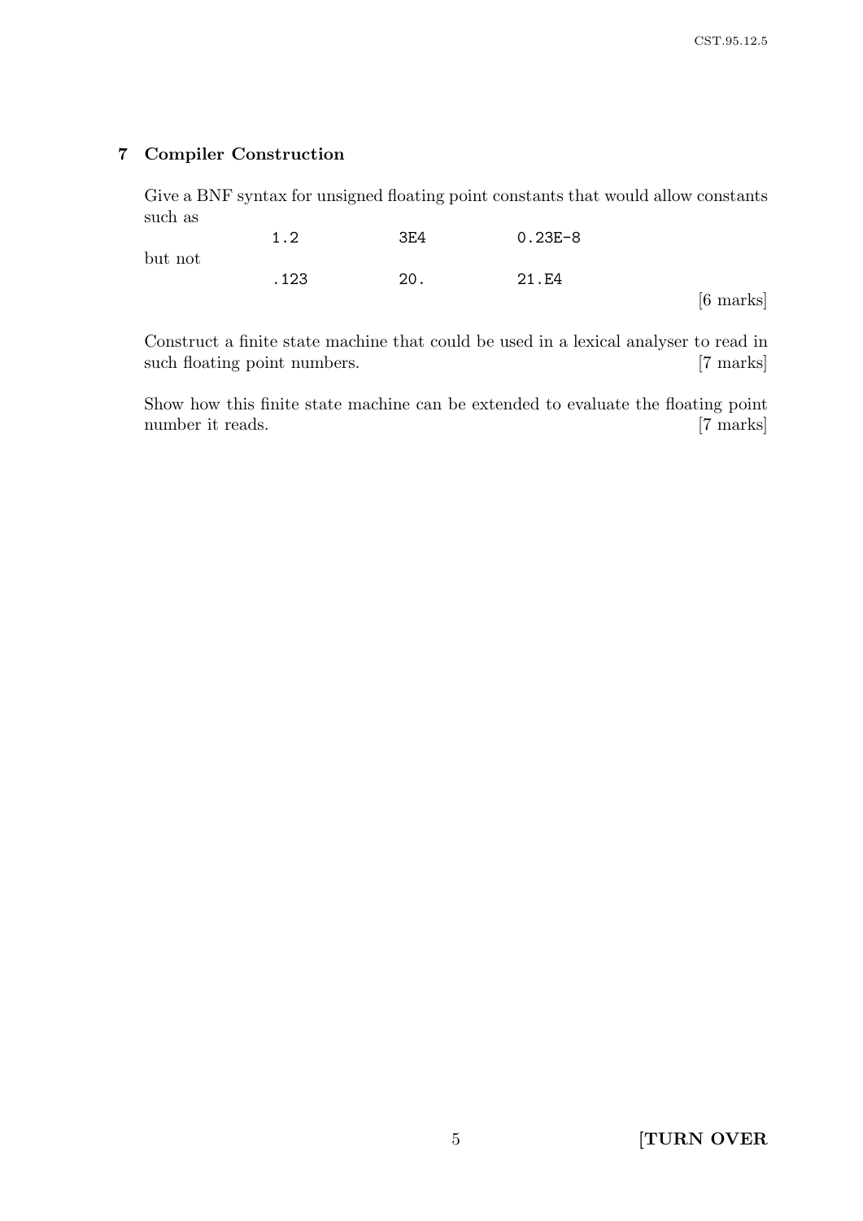## 7 Compiler Construction

Give a BNF syntax for unsigned floating point constants that would allow constants such as

```
1.2          3E4          0.23E-8
```

but not

```
.123         20.          21.E4
```

[6 marks]

Construct a finite state machine that could be used in a lexical analyser to read in such floating point numbers. [7 marks]

Show how this finite state machine can be extended to evaluate the floating point number it reads. [7 marks]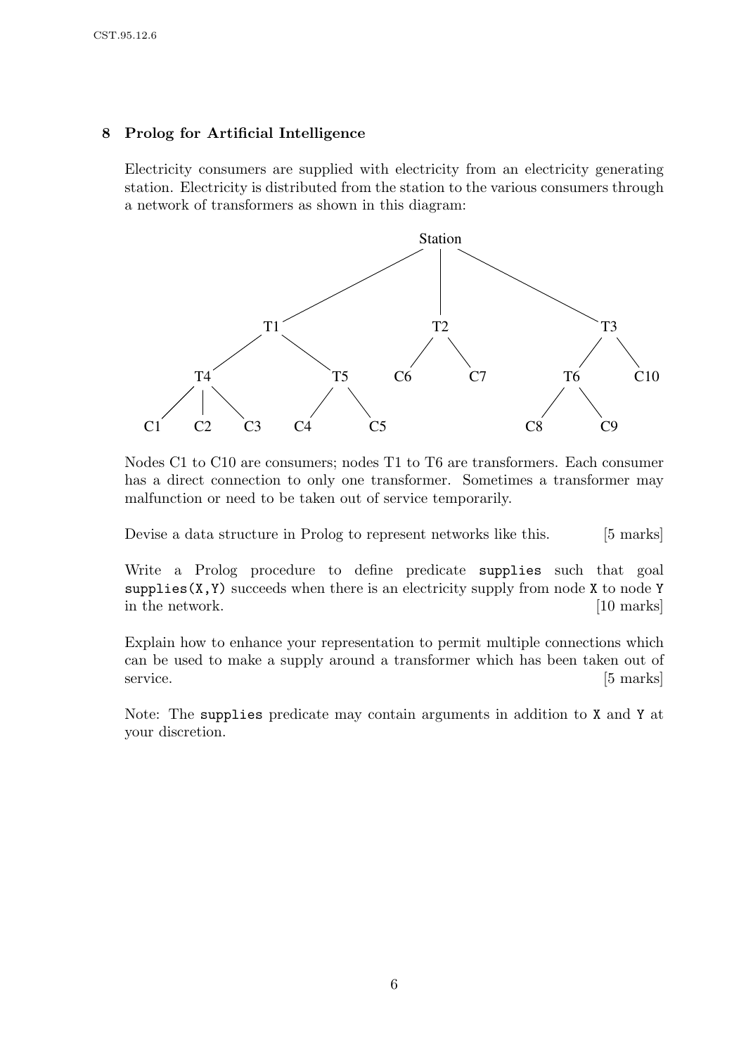## 8 Prolog for Artificial Intelligence

Electricity consumers are supplied with electricity from an electricity generating station. Electricity is distributed from the station to the various consumers through a network of transformers as shown in this diagram:

Station

T1

T2

T3

T4

T5

C6

C7

T6

C10

C1

C2

C3

C4

C5

C8

C9

Nodes C1 to C10 are consumers; nodes T1 to T6 are transformers. Each consumer has a direct connection to only one transformer. Sometimes a transformer may malfunction or need to be taken out of service temporarily.

Devise a data structure in Prolog to represent networks like this. [5 marks]

Write a Prolog procedure to define predicate `supplies` such that goal `supplies(X,Y)` succeeds when there is an electricity supply from node `X` to node `Y` in the network. [10 marks]

Explain how to enhance your representation to permit multiple connections which can be used to make a supply around a transformer which has been taken out of service. [5 marks]

Note: The `supplies` predicate may contain arguments in addition to `X` and `Y` at your discretion.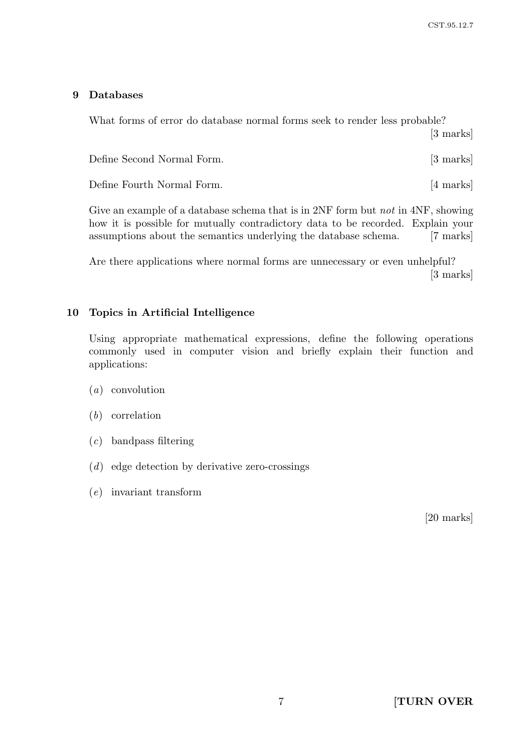## 9 Databases

What forms of error do database normal forms seek to render less probable? [3 marks]

Define Second Normal Form. [3 marks]

Define Fourth Normal Form. [4 marks]

Give an example of a database schema that is in 2NF form but *not* in 4NF, showing how it is possible for mutually contradictory data to be recorded. Explain your assumptions about the semantics underlying the database schema. [7 marks]

Are there applications where normal forms are unnecessary or even unhelpful? [3 marks]

## 10 Topics in Artificial Intelligence

Using appropriate mathematical expressions, define the following operations commonly used in computer vision and briefly explain their function and applications:

(*a*) convolution

(*b*) correlation

(*c*) bandpass filtering

(*d*) edge detection by derivative zero-crossings

(*e*) invariant transform

[20 marks]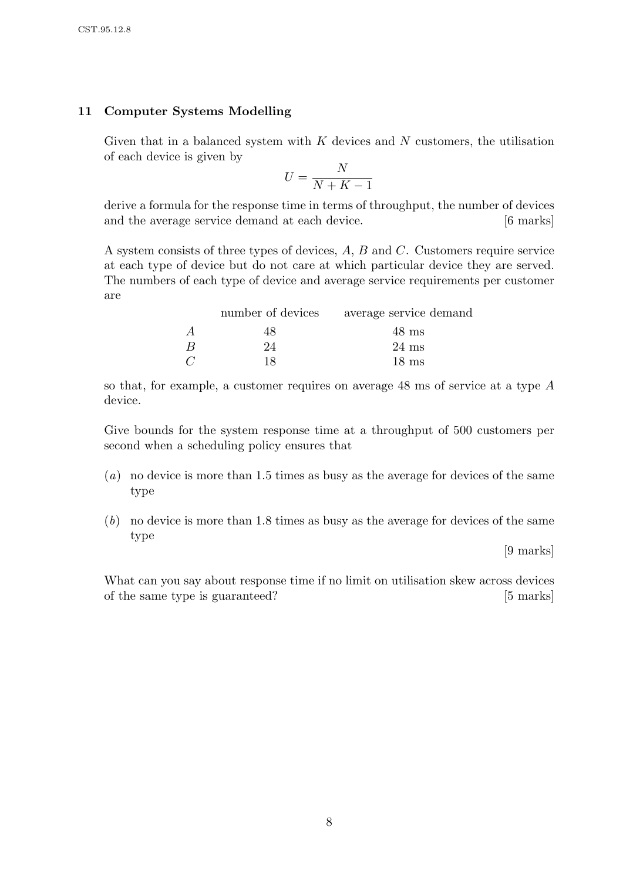## 11 Computer Systems Modelling

Given that in a balanced system with $K$ devices and $N$ customers, the utilisation of each device is given by

$$U = \frac{N}{N + K - 1}$$

derive a formula for the response time in terms of throughput, the number of devices and the average service demand at each device. [6 marks]

A system consists of three types of devices, $A$, $B$ and $C$. Customers require service at each type of device but do not care at which particular device they are served. The numbers of each type of device and average service requirements per customer are

| | number of devices | average service demand |
|---|---|---|
| $A$ | 48 | 48 ms |
| $B$ | 24 | 24 ms |
| $C$ | 18 | 18 ms |

so that, for example, a customer requires on average 48 ms of service at a type $A$ device.

Give bounds for the system response time at a throughput of 500 customers per second when a scheduling policy ensures that

(*a*) no device is more than 1.5 times as busy as the average for devices of the same type

(*b*) no device is more than 1.8 times as busy as the average for devices of the same type

[9 marks]

What can you say about response time if no limit on utilisation skew across devices of the same type is guaranteed? [5 marks]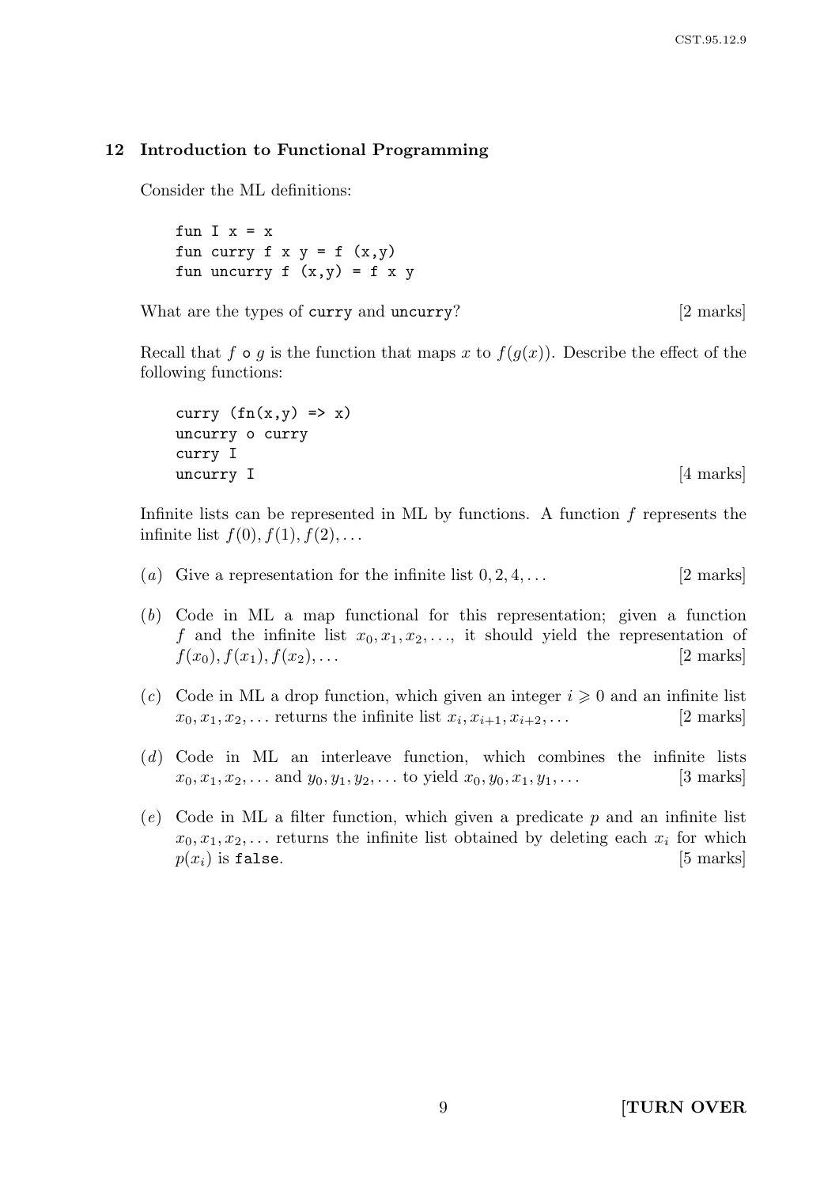## 12 Introduction to Functional Programming

Consider the ML definitions:

```
fun I x = x
fun curry f x y = f (x,y)
fun uncurry f (x,y) = f x y
```

What are the types of curry and uncurry? [2 marks]

Recall that $f$ o $g$ is the function that maps $x$ to $f(g(x))$. Describe the effect of the following functions:

```
curry (fn(x,y) => x)
uncurry o curry
curry I
uncurry I
```

[4 marks]

Infinite lists can be represented in ML by functions. A function $f$ represents the infinite list $f(0), f(1), f(2), \ldots$

(*a*) Give a representation for the infinite list $0, 2, 4, \ldots$ [2 marks]

(*b*) Code in ML a map functional for this representation; given a function $f$ and the infinite list $x_0, x_1, x_2, \ldots$, it should yield the representation of $f(x_0), f(x_1), f(x_2), \ldots$ [2 marks]

(*c*) Code in ML a drop function, which given an integer $i \geqslant 0$ and an infinite list $x_0, x_1, x_2, \ldots$ returns the infinite list $x_i, x_{i+1}, x_{i+2}, \ldots$ [2 marks]

(*d*) Code in ML an interleave function, which combines the infinite lists $x_0, x_1, x_2, \ldots$ and $y_0, y_1, y_2, \ldots$ to yield $x_0, y_0, x_1, y_1, \ldots$ [3 marks]

(*e*) Code in ML a filter function, which given a predicate $p$ and an infinite list $x_0, x_1, x_2, \ldots$ returns the infinite list obtained by deleting each $x_i$ for which $p(x_i)$ is false. [5 marks]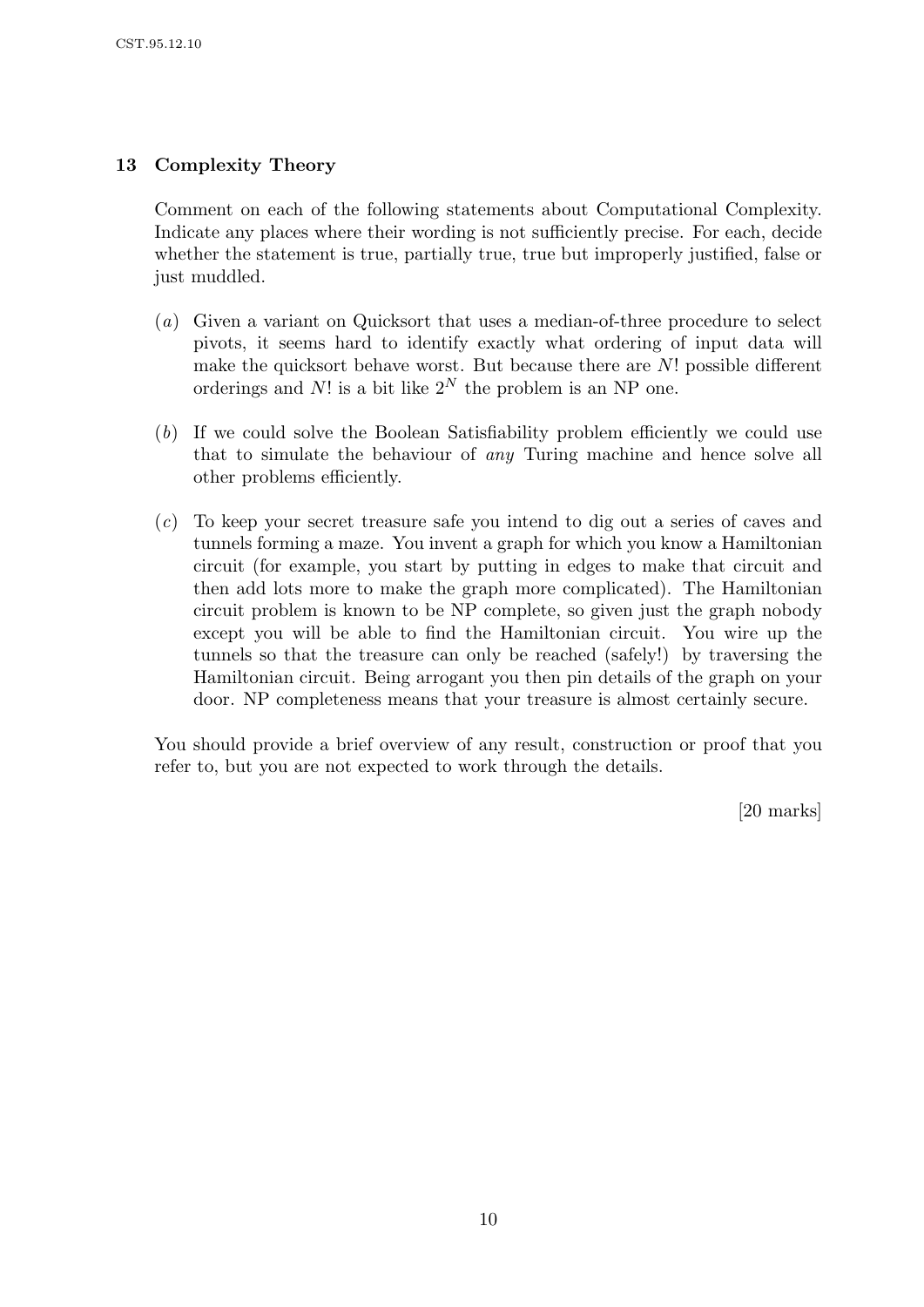## 13 Complexity Theory

Comment on each of the following statements about Computational Complexity. Indicate any places where their wording is not sufficiently precise. For each, decide whether the statement is true, partially true, true but improperly justified, false or just muddled.

(*a*) Given a variant on Quicksort that uses a median-of-three procedure to select pivots, it seems hard to identify exactly what ordering of input data will make the quicksort behave worst. But because there are $N!$ possible different orderings and $N!$ is a bit like $2^N$ the problem is an NP one.

(*b*) If we could solve the Boolean Satisfiability problem efficiently we could use that to simulate the behaviour of *any* Turing machine and hence solve all other problems efficiently.

(*c*) To keep your secret treasure safe you intend to dig out a series of caves and tunnels forming a maze. You invent a graph for which you know a Hamiltonian circuit (for example, you start by putting in edges to make that circuit and then add lots more to make the graph more complicated). The Hamiltonian circuit problem is known to be NP complete, so given just the graph nobody except you will be able to find the Hamiltonian circuit. You wire up the tunnels so that the treasure can only be reached (safely!) by traversing the Hamiltonian circuit. Being arrogant you then pin details of the graph on your door. NP completeness means that your treasure is almost certainly secure.

You should provide a brief overview of any result, construction or proof that you refer to, but you are not expected to work through the details.

[20 marks]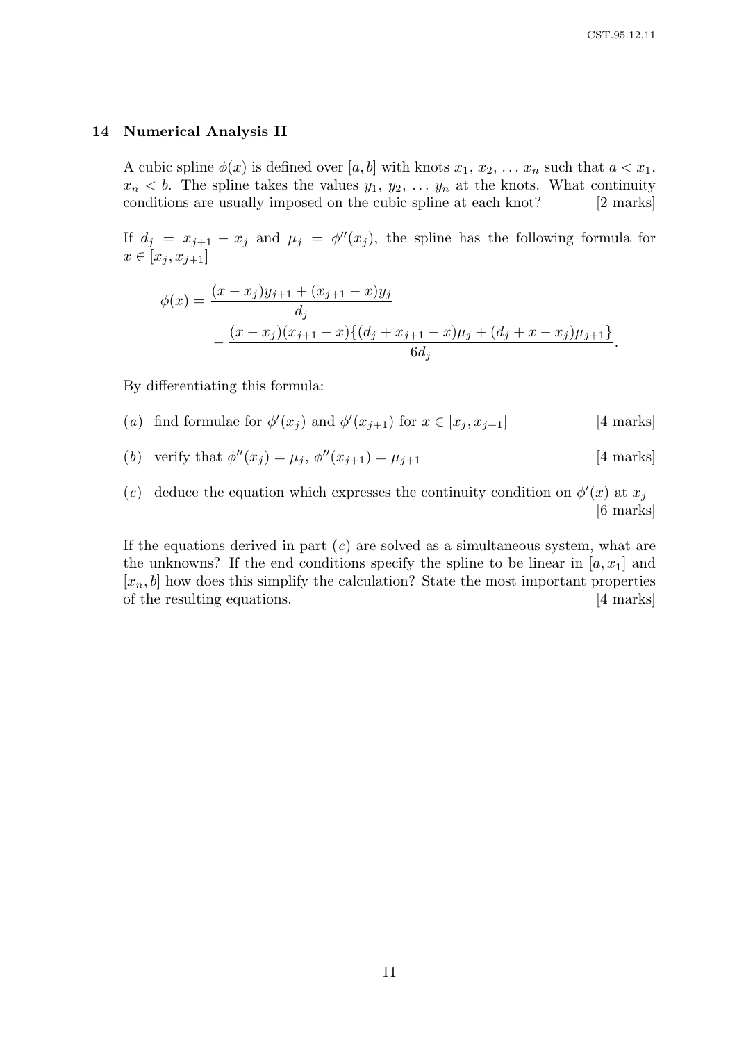## 14 Numerical Analysis II

A cubic spline $\phi(x)$ is defined over $[a, b]$ with knots $x_1, x_2, \ldots x_n$ such that $a < x_1$, $x_n < b$. The spline takes the values $y_1, y_2, \ldots y_n$ at the knots. What continuity conditions are usually imposed on the cubic spline at each knot? [2 marks]

If $d_j = x_{j+1} - x_j$ and $\mu_j = \phi''(x_j)$, the spline has the following formula for $x \in [x_j, x_{j+1}]$

$$\phi(x) = \frac{(x - x_j)y_{j+1} + (x_{j+1} - x)y_j}{d_j} - \frac{(x - x_j)(x_{j+1} - x)\{(d_j + x_{j+1} - x)\mu_j + (d_j + x - x_j)\mu_{j+1}\}}{6d_j}.$$

By differentiating this formula:

(*a*) find formulae for $\phi'(x_j)$ and $\phi'(x_{j+1})$ for $x \in [x_j, x_{j+1}]$ [4 marks]

(*b*) verify that $\phi''(x_j) = \mu_j$, $\phi''(x_{j+1}) = \mu_{j+1}$ [4 marks]

(*c*) deduce the equation which expresses the continuity condition on $\phi'(x)$ at $x_j$ [6 marks]

If the equations derived in part (*c*) are solved as a simultaneous system, what are the unknowns? If the end conditions specify the spline to be linear in $[a, x_1]$ and $[x_n, b]$ how does this simplify the calculation? State the most important properties of the resulting equations. [4 marks]